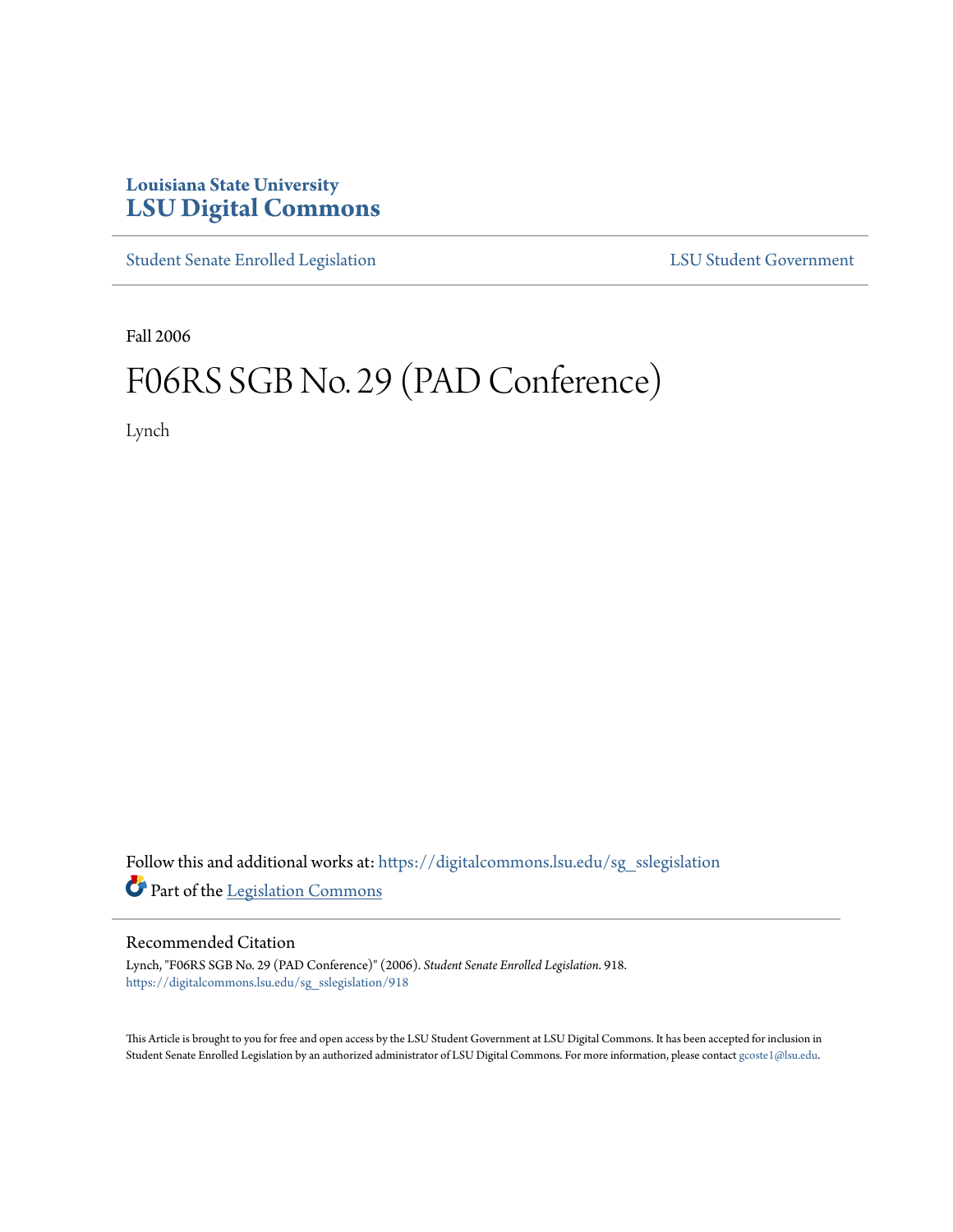Louisiana State University
# LSU Digital Commons

Student Senate Enrolled Legislation | LSU Student Government

Fall 2006

# F06RS SGB No. 29 (PAD Conference)

Lynch

Follow this and additional works at: https://digitalcommons.lsu.edu/sg_sslegislation

Part of the Legislation Commons

## Recommended Citation

Lynch, "F06RS SGB No. 29 (PAD Conference)" (2006). *Student Senate Enrolled Legislation*. 918.
https://digitalcommons.lsu.edu/sg_sslegislation/918

This Article is brought to you for free and open access by the LSU Student Government at LSU Digital Commons. It has been accepted for inclusion in Student Senate Enrolled Legislation by an authorized administrator of LSU Digital Commons. For more information, please contact gcoste1@lsu.edu.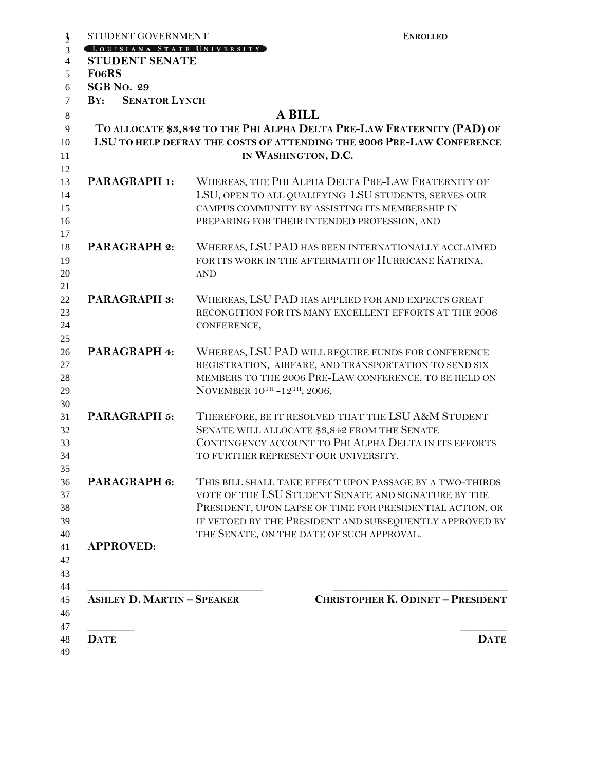STUDENT GOVERNMENT **ENROLLED**

LOUISIANA STATE UNIVERSITY

**STUDENT SENATE**

**F06RS**

**SGB NO. 29**

**BY: SENATOR LYNCH**

# A BILL

**TO ALLOCATE $3,842 TO THE PHI ALPHA DELTA PRE-LAW FRATERNITY (PAD) OF LSU TO HELP DEFRAY THE COSTS OF ATTENDING THE 2006 PRE-LAW CONFERENCE IN WASHINGTON, D.C.**

**PARAGRAPH 1:** WHEREAS, THE PHI ALPHA DELTA PRE-LAW FRATERNITY OF LSU, OPEN TO ALL QUALIFYING LSU STUDENTS, SERVES OUR CAMPUS COMMUNITY BY ASSISTING ITS MEMBERSHIP IN PREPARING FOR THEIR INTENDED PROFESSION, AND

**PARAGRAPH 2:** WHEREAS, LSU PAD HAS BEEN INTERNATIONALLY ACCLAIMED FOR ITS WORK IN THE AFTERMATH OF HURRICANE KATRINA, AND

**PARAGRAPH 3:** WHEREAS, LSU PAD HAS APPLIED FOR AND EXPECTS GREAT RECONGITION FOR ITS MANY EXCELLENT EFFORTS AT THE 2006 CONFERENCE,

**PARAGRAPH 4:** WHEREAS, LSU PAD WILL REQUIRE FUNDS FOR CONFERENCE REGISTRATION, AIRFARE, AND TRANSPORTATION TO SEND SIX MEMBERS TO THE 2006 PRE-LAW CONFERENCE, TO BE HELD ON NOVEMBER 10TH -12TH, 2006,

**PARAGRAPH 5:** THEREFORE, BE IT RESOLVED THAT THE LSU A&M STUDENT SENATE WILL ALLOCATE $3,842 FROM THE SENATE CONTINGENCY ACCOUNT TO PHI ALPHA DELTA IN ITS EFFORTS TO FURTHER REPRESENT OUR UNIVERSITY.

**PARAGRAPH 6:** THIS BILL SHALL TAKE EFFECT UPON PASSAGE BY A TWO-THIRDS VOTE OF THE LSU STUDENT SENATE AND SIGNATURE BY THE PRESIDENT, UPON LAPSE OF TIME FOR PRESIDENTIAL ACTION, OR IF VETOED BY THE PRESIDENT AND SUBSEQUENTLY APPROVED BY THE SENATE, ON THE DATE OF SUCH APPROVAL.

**APPROVED:**

_______________________________ _______________________________

**ASHLEY D. MARTIN – SPEAKER** **CHRISTOPHER K. ODINET – PRESIDENT**

________ ________

**DATE** **DATE**